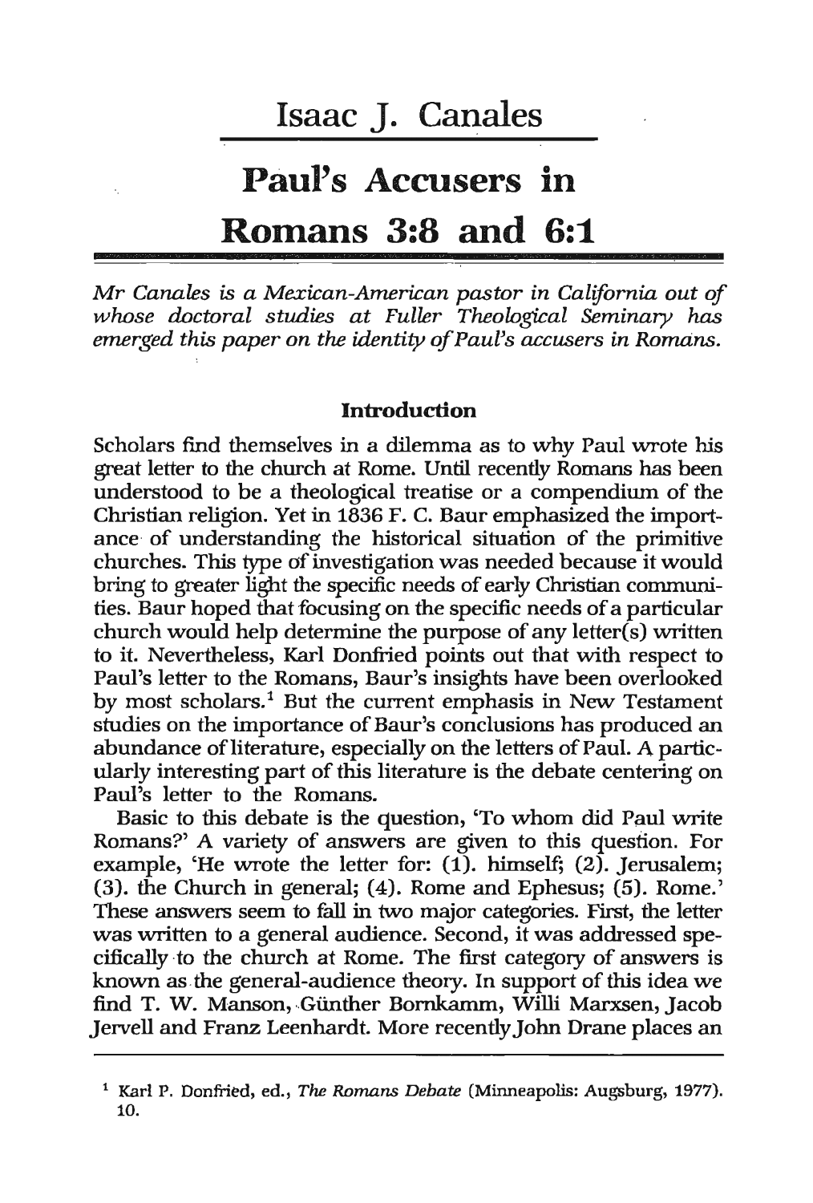# Isaac J. Canales

# Paul's Accusers in Romans 3:8 and 6:1

*Mr Canales is a Mexican-American pastor in California out of whose doctoral studies at Fuller Theological Seminary has emerged this paper on the identity of Paul's accusers in Romans.*

### Introduction

Scholars find themselves in a dilemma as to why Paul wrote his great letter to the church at Rome. Until recently Romans has been understood to be a theological treatise or a compendium of the Christian religion. Yet in 1836 F. C. Baur emphasized the importance of understanding the historical situation of the primitive churches. This type of investigation was needed because it would bring to greater light the specific needs of early Christian communities. Baur hoped that focusing on the specific needs of a particular church would help determine the purpose of any letter(s) written to it. Nevertheless, Karl Donfried points out that with respect to Paul's letter to the Romans, Baur's insights have been overlooked by most scholars.[1] But the current emphasis in New Testament studies on the importance of Baur's conclusions has produced an abundance of literature, especially on the letters of Paul. A particularly interesting part of this literature is the debate centering on Paul's letter to the Romans.

Basic to this debate is the question, 'To whom did Paul write Romans?' A variety of answers are given to this question. For example, 'He wrote the letter for: (1). himself; (2). Jerusalem; (3). the Church in general; (4). Rome and Ephesus; (5). Rome.' These answers seem to fall in two major categories. First, the letter was written to a general audience. Second, it was addressed specifically to the church at Rome. The first category of answers is known as the general-audience theory. In support of this idea we find T. W. Manson, Günther Bornkamm, Willi Marxsen, Jacob Jervell and Franz Leenhardt. More recently John Drane places an

[1] Karl P. Donfried, ed., *The Romans Debate* (Minneapolis: Augsburg, 1977). 10.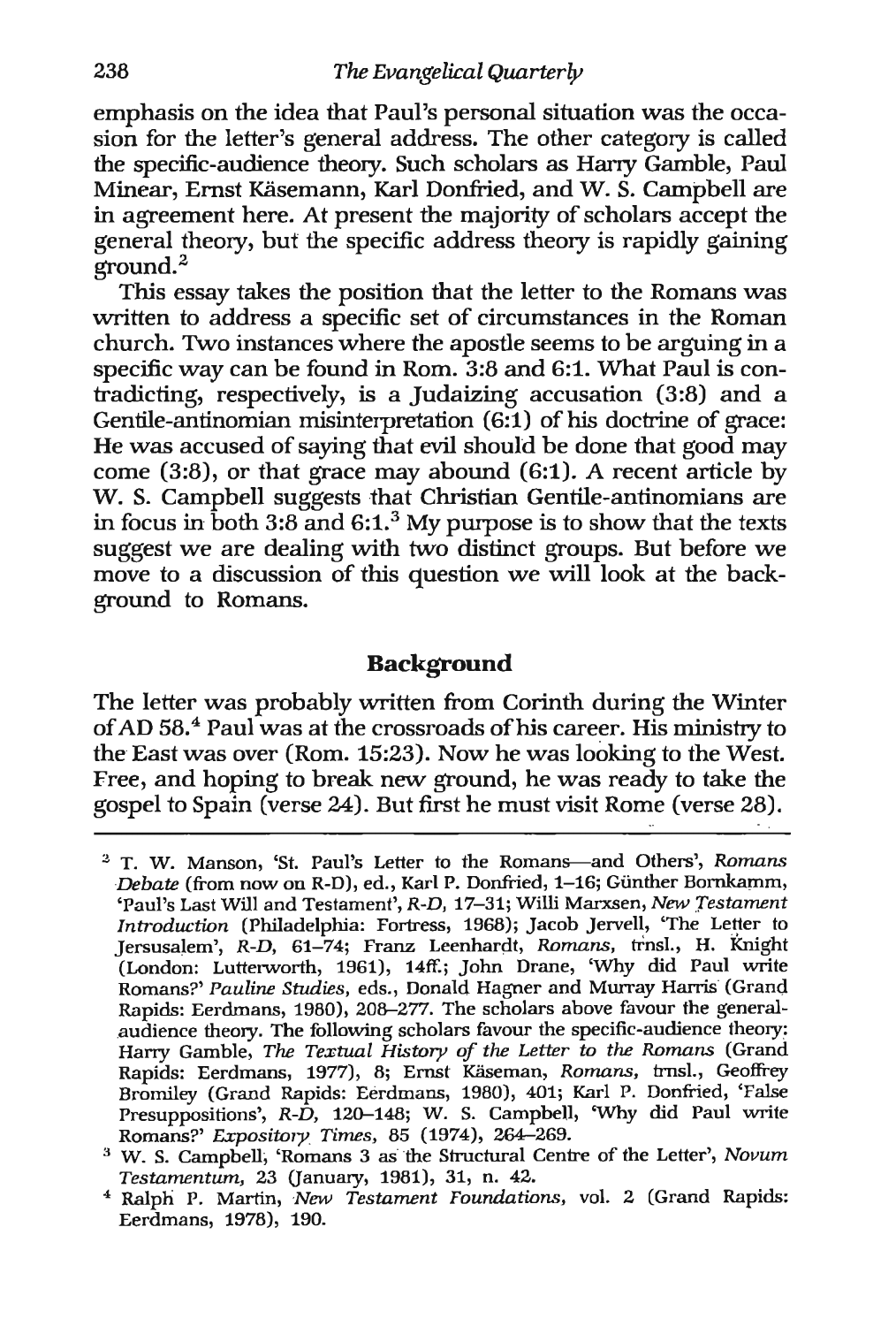emphasis on the idea that Paul's personal situation was the occasion for the letter's general address. The other category is called the specific-audience theory. Such scholars as Harry Gamble, Paul Minear, Ernst Käsemann, Karl Donfried, and W. S. Campbell are in agreement here. At present the majority of scholars accept the general theory, but the specific address theory is rapidly gaining ground.[2]

This essay takes the position that the letter to the Romans was written to address a specific set of circumstances in the Roman church. Two instances where the apostle seems to be arguing in a specific way can be found in Rom. 3:8 and 6:1. What Paul is contradicting, respectively, is a Judaizing accusation (3:8) and a Gentile-antinomian misinterpretation (6:1) of his doctrine of grace: He was accused of saying that evil should be done that good may come (3:8), or that grace may abound (6:1). A recent article by W. S. Campbell suggests that Christian Gentile-antinomians are in focus in both 3:8 and 6:1.[3] My purpose is to show that the texts suggest we are dealing with two distinct groups. But before we move to a discussion of this question we will look at the background to Romans.

## Background

The letter was probably written from Corinth during the Winter of AD 58.[4] Paul was at the crossroads of his career. His ministry to the East was over (Rom. 15:23). Now he was looking to the West. Free, and hoping to break new ground, he was ready to take the gospel to Spain (verse 24). But first he must visit Rome (verse 28).

---

[2] T. W. Manson, 'St. Paul's Letter to the Romans—and Others', *Romans Debate* (from now on R-D), ed., Karl P. Donfried, 1–16; Günther Bornkamm, 'Paul's Last Will and Testament', *R-D*, 17–31; Willi Marxsen, *New Testament Introduction* (Philadelphia: Fortress, 1968); Jacob Jervell, 'The Letter to Jerusalem', *R-D*, 61–74; Franz Leenhardt, *Romans*, trnsl., H. Knight (London: Lutterworth, 1961), 14ff.; John Drane, 'Why did Paul write Romans?' *Pauline Studies*, eds., Donald Hagner and Murray Harris (Grand Rapids: Eerdmans, 1980), 208–277. The scholars above favour the general-audience theory. The following scholars favour the specific-audience theory: Harry Gamble, *The Textual History of the Letter to the Romans* (Grand Rapids: Eerdmans, 1977), 8; Ernst Käseman, *Romans*, trnsl., Geoffrey Bromiley (Grand Rapids: Eerdmans, 1980), 401; Karl P. Donfried, 'False Presuppositions', *R-D*, 120–148; W. S. Campbell, 'Why did Paul write Romans?' *Expository Times*, 85 (1974), 264–269.

[3] W. S. Campbell, 'Romans 3 as the Structural Centre of the Letter', *Novum Testamentum*, 23 (January, 1981), 31, n. 42.

[4] Ralph P. Martin, *New Testament Foundations*, vol. 2 (Grand Rapids: Eerdmans, 1978), 190.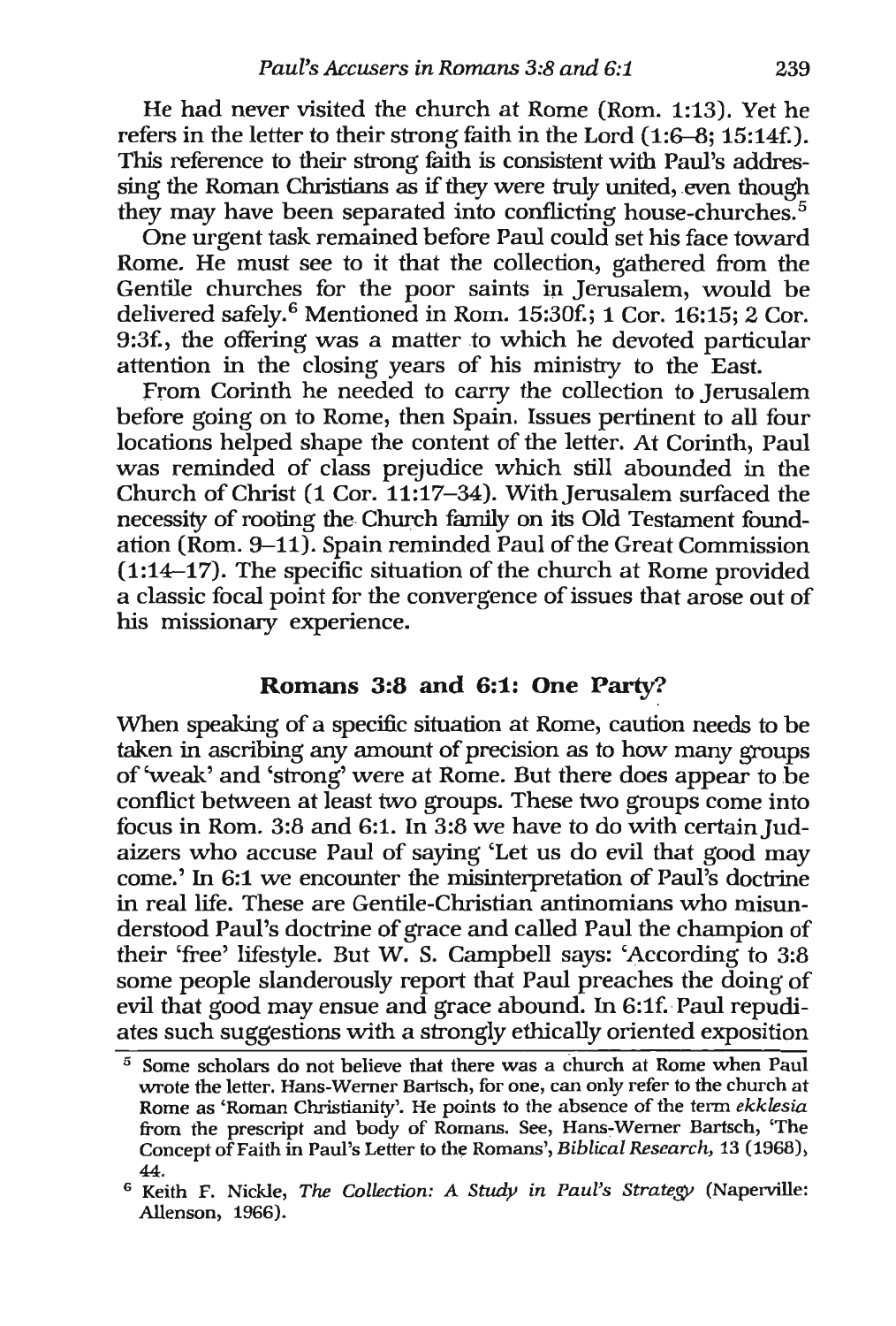He had never visited the church at Rome (Rom. 1:13). Yet he refers in the letter to their strong faith in the Lord (1:6–8; 15:14f.). This reference to their strong faith is consistent with Paul's addressing the Roman Christians as if they were truly united, even though they may have been separated into conflicting house-churches.[5]

One urgent task remained before Paul could set his face toward Rome. He must see to it that the collection, gathered from the Gentile churches for the poor saints in Jerusalem, would be delivered safely.[6] Mentioned in Rom. 15:30f.; 1 Cor. 16:15; 2 Cor. 9:3f., the offering was a matter to which he devoted particular attention in the closing years of his ministry to the East.

From Corinth he needed to carry the collection to Jerusalem before going on to Rome, then Spain. Issues pertinent to all four locations helped shape the content of the letter. At Corinth, Paul was reminded of class prejudice which still abounded in the Church of Christ (1 Cor. 11:17–34). With Jerusalem surfaced the necessity of rooting the Church family on its Old Testament foundation (Rom. 9–11). Spain reminded Paul of the Great Commission (1:14–17). The specific situation of the church at Rome provided a classic focal point for the convergence of issues that arose out of his missionary experience.

## Romans 3:8 and 6:1: One Party?

When speaking of a specific situation at Rome, caution needs to be taken in ascribing any amount of precision as to how many groups of 'weak' and 'strong' were at Rome. But there does appear to be conflict between at least two groups. These two groups come into focus in Rom. 3:8 and 6:1. In 3:8 we have to do with certain Judaizers who accuse Paul of saying 'Let us do evil that good may come.' In 6:1 we encounter the misinterpretation of Paul's doctrine in real life. These are Gentile-Christian antinomians who misunderstood Paul's doctrine of grace and called Paul the champion of their 'free' lifestyle. But W. S. Campbell says: 'According to 3:8 some people slanderously report that Paul preaches the doing of evil that good may ensue and grace abound. In 6:1f. Paul repudiates such suggestions with a strongly ethically oriented exposition

---

[5] Some scholars do not believe that there was a church at Rome when Paul wrote the letter. Hans-Werner Bartsch, for one, can only refer to the church at Rome as 'Roman Christianity'. He points to the absence of the term *ekklesia* from the prescript and body of Romans. See, Hans-Werner Bartsch, 'The Concept of Faith in Paul's Letter to the Romans', *Biblical Research,* 13 (1968), 44.

[6] Keith F. Nickle, *The Collection: A Study in Paul's Strategy* (Naperville: Allenson, 1966).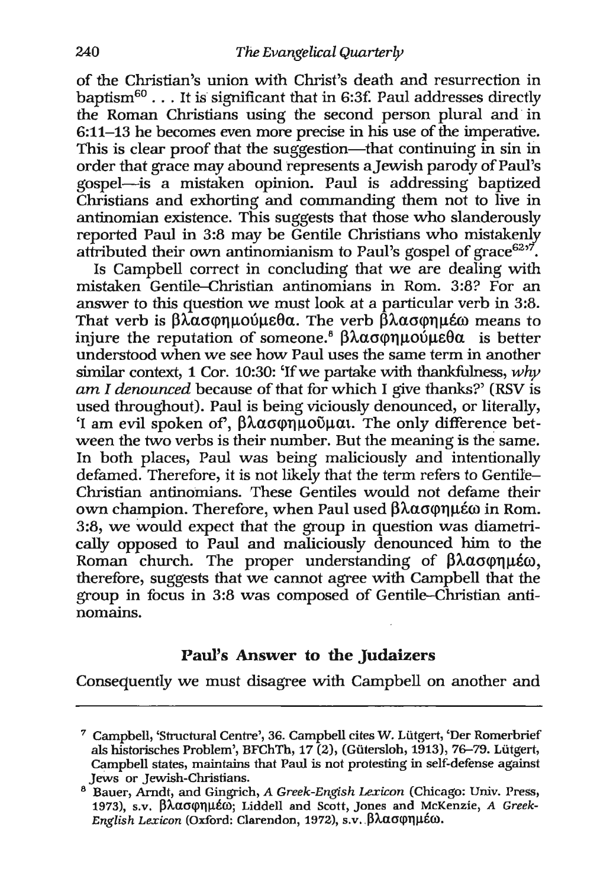of the Christian's union with Christ's death and resurrection in baptism[60] . . . It is significant that in 6:3f. Paul addresses directly the Roman Christians using the second person plural and in 6:11–13 he becomes even more precise in his use of the imperative. This is clear proof that the suggestion—that continuing in sin in order that grace may abound represents a Jewish parody of Paul's gospel—is a mistaken opinion. Paul is addressing baptized Christians and exhorting and commanding them not to live in antinomian existence. This suggests that those who slanderously reported Paul in 3:8 may be Gentile Christians who mistakenly attributed their own antinomianism to Paul's gospel of grace[62][7].

Is Campbell correct in concluding that we are dealing with mistaken Gentile–Christian antinomians in Rom. 3:8? For an answer to this question we must look at a particular verb in 3:8. That verb is βλασφημούμεθα. The verb βλασφημέω means to injure the reputation of someone.[8] βλασφημούμεθα is better understood when we see how Paul uses the same term in another similar context, 1 Cor. 10:30: 'If we partake with thankfulness, *why am I denounced* because of that for which I give thanks?' (RSV is used throughout). Paul is being viciously denounced, or literally, 'I am evil spoken of', βλασφημοῦμαι. The only difference between the two verbs is their number. But the meaning is the same. In both places, Paul was being maliciously and intentionally defamed. Therefore, it is not likely that the term refers to Gentile–Christian antinomians. These Gentiles would not defame their own champion. Therefore, when Paul used βλασφημέω in Rom. 3:8, we would expect that the group in question was diametrically opposed to Paul and maliciously denounced him to the Roman church. The proper understanding of βλασφημέω, therefore, suggests that we cannot agree with Campbell that the group in focus in 3:8 was composed of Gentile–Christian antinomains.

## Paul's Answer to the Judaizers

Consequently we must disagree with Campbell on another and

---

[7] Campbell, 'Structural Centre', 36. Campbell cites W. Lütgert, 'Der Romerbrief als historisches Problem', BFChTh, 17 (2), (Gütersloh, 1913), 76–79. Lütgert, Campbell states, maintains that Paul is not protesting in self-defense against Jews or Jewish-Christians.

[8] Bauer, Arndt, and Gingrich, *A Greek-Engish Lexicon* (Chicago: Univ. Press, 1973), s.v. βλασφημέω; Liddell and Scott, Jones and McKenzie, *A Greek-English Lexicon* (Oxford: Clarendon, 1972), s.v. βλασφημέω.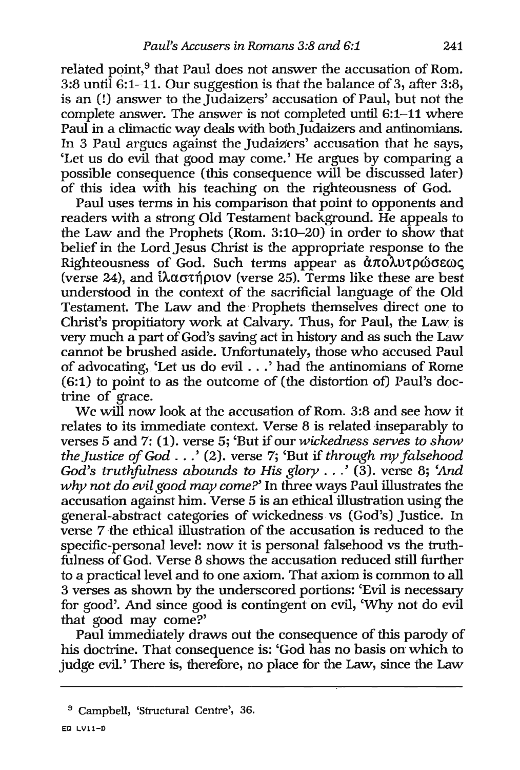related point,[9] that Paul does not answer the accusation of Rom. 3:8 until 6:1–11. Our suggestion is that the balance of 3, after 3:8, is an (!) answer to the Judaizers' accusation of Paul, but not the complete answer. The answer is not completed until 6:1–11 where Paul in a climactic way deals with both Judaizers and antinomians. In 3 Paul argues against the Judaizers' accusation that he says, 'Let us do evil that good may come.' He argues by comparing a possible consequence (this consequence will be discussed later) of this idea with his teaching on the righteousness of God.

Paul uses terms in his comparison that point to opponents and readers with a strong Old Testament background. He appeals to the Law and the Prophets (Rom. 3:10–20) in order to show that belief in the Lord Jesus Christ is the appropriate response to the Righteousness of God. Such terms appear as ἀπολυτρώσεως (verse 24), and ἱλαστήριον (verse 25). Terms like these are best understood in the context of the sacrificial language of the Old Testament. The Law and the Prophets themselves direct one to Christ's propitiatory work at Calvary. Thus, for Paul, the Law is very much a part of God's saving act in history and as such the Law cannot be brushed aside. Unfortunately, those who accused Paul of advocating, 'Let us do evil . . .' had the antinomians of Rome (6:1) to point to as the outcome of (the distortion of) Paul's doctrine of grace.

We will now look at the accusation of Rom. 3:8 and see how it relates to its immediate context. Verse 8 is related inseparably to verses 5 and 7: (1). verse 5; 'But if our *wickedness serves to show the Justice of God* . . .' (2). verse 7; 'But if *through my falsehood God's truthfulness abounds to His glory* . . .' (3). verse 8; '*And why not do evil good may come?*' In three ways Paul illustrates the accusation against him. Verse 5 is an ethical illustration using the general-abstract categories of wickedness vs (God's) Justice. In verse 7 the ethical illustration of the accusation is reduced to the specific-personal level: now it is personal falsehood vs the truthfulness of God. Verse 8 shows the accusation reduced still further to a practical level and to one axiom. That axiom is common to all 3 verses as shown by the underscored portions: 'Evil is necessary for good'. And since good is contingent on evil, 'Why not do evil that good may come?'

Paul immediately draws out the consequence of this parody of his doctrine. That consequence is: 'God has no basis on which to judge evil.' There is, therefore, no place for the Law, since the Law

---

[9] Campbell, 'Structural Centre', 36.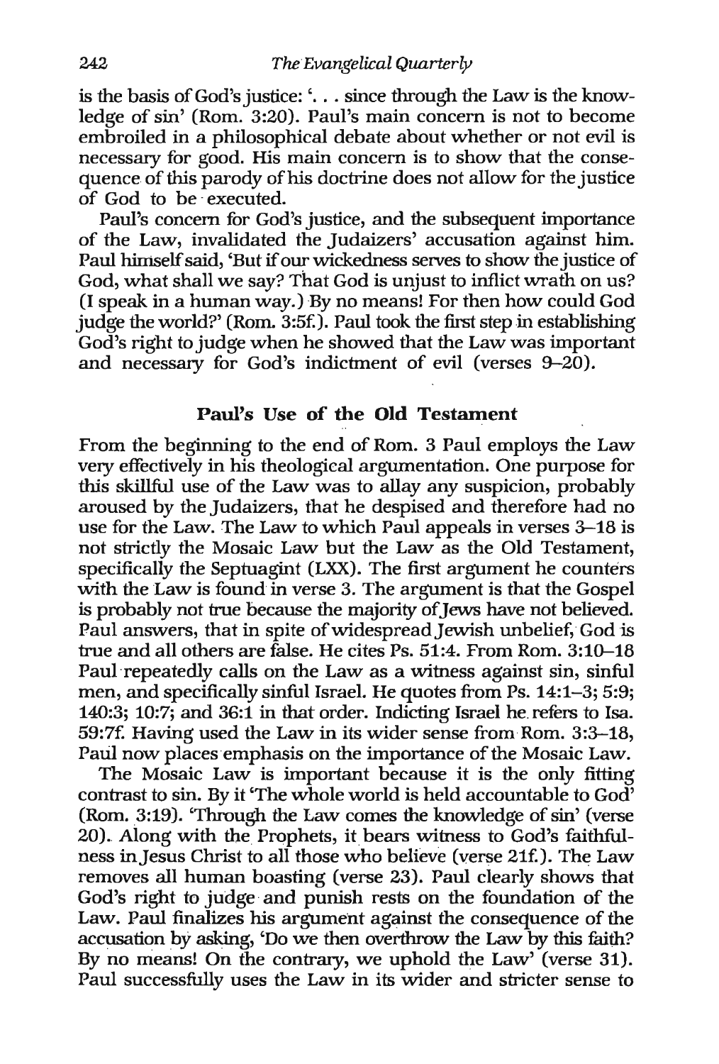is the basis of God's justice: '... since through the Law is the knowledge of sin' (Rom. 3:20). Paul's main concern is not to become embroiled in a philosophical debate about whether or not evil is necessary for good. His main concern is to show that the consequence of this parody of his doctrine does not allow for the justice of God to be executed.

Paul's concern for God's justice, and the subsequent importance of the Law, invalidated the Judaizers' accusation against him. Paul himself said, 'But if our wickedness serves to show the justice of God, what shall we say? That God is unjust to inflict wrath on us? (I speak in a human way.) By no means! For then how could God judge the world?' (Rom. 3:5f.). Paul took the first step in establishing God's right to judge when he showed that the Law was important and necessary for God's indictment of evil (verses 9–20).

## Paul's Use of the Old Testament

From the beginning to the end of Rom. 3 Paul employs the Law very effectively in his theological argumentation. One purpose for this skillful use of the Law was to allay any suspicion, probably aroused by the Judaizers, that he despised and therefore had no use for the Law. The Law to which Paul appeals in verses 3–18 is not strictly the Mosaic Law but the Law as the Old Testament, specifically the Septuagint (LXX). The first argument he counters with the Law is found in verse 3. The argument is that the Gospel is probably not true because the majority of Jews have not believed. Paul answers, that in spite of widespread Jewish unbelief, God is true and all others are false. He cites Ps. 51:4. From Rom. 3:10–18 Paul repeatedly calls on the Law as a witness against sin, sinful men, and specifically sinful Israel. He quotes from Ps. 14:1–3; 5:9; 140:3; 10:7; and 36:1 in that order. Indicting Israel he refers to Isa. 59:7f. Having used the Law in its wider sense from Rom. 3:3–18, Paul now places emphasis on the importance of the Mosaic Law.

The Mosaic Law is important because it is the only fitting contrast to sin. By it 'The whole world is held accountable to God' (Rom. 3:19). 'Through the Law comes the knowledge of sin' (verse 20). Along with the Prophets, it bears witness to God's faithfulness in Jesus Christ to all those who believe (verse 21f.). The Law removes all human boasting (verse 23). Paul clearly shows that God's right to judge and punish rests on the foundation of the Law. Paul finalizes his argument against the consequence of the accusation by asking, 'Do we then overthrow the Law by this faith? By no means! On the contrary, we uphold the Law' (verse 31). Paul successfully uses the Law in its wider and stricter sense to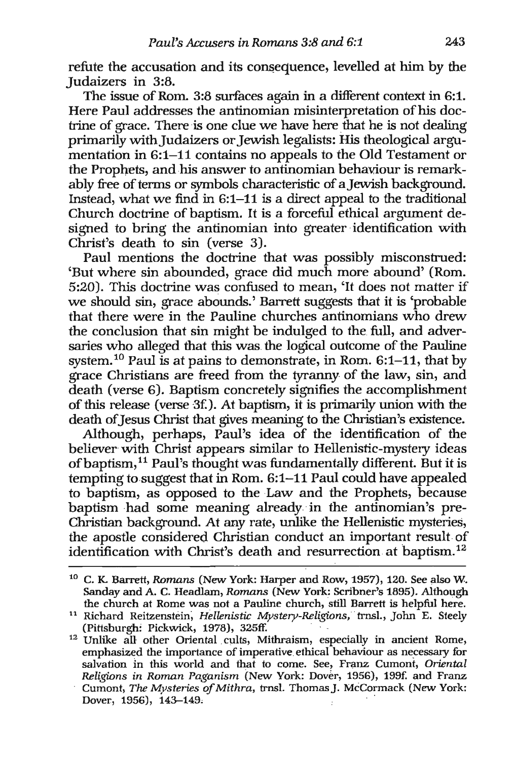refute the accusation and its consequence, levelled at him by the Judaizers in 3:8.

The issue of Rom. 3:8 surfaces again in a different context in 6:1. Here Paul addresses the antinomian misinterpretation of his doctrine of grace. There is one clue we have here that he is not dealing primarily with Judaizers or Jewish legalists: His theological argumentation in 6:1–11 contains no appeals to the Old Testament or the Prophets, and his answer to antinomian behaviour is remarkably free of terms or symbols characteristic of a Jewish background. Instead, what we find in 6:1–11 is a direct appeal to the traditional Church doctrine of baptism. It is a forceful ethical argument designed to bring the antinomian into greater identification with Christ's death to sin (verse 3).

Paul mentions the doctrine that was possibly misconstrued: 'But where sin abounded, grace did much more abound' (Rom. 5:20). This doctrine was confused to mean, 'It does not matter if we should sin, grace abounds.' Barrett suggests that it is 'probable that there were in the Pauline churches antinomians who drew the conclusion that sin might be indulged to the full, and adversaries who alleged that this was the logical outcome of the Pauline system.[10] Paul is at pains to demonstrate, in Rom. 6:1–11, that by grace Christians are freed from the tyranny of the law, sin, and death (verse 6). Baptism concretely signifies the accomplishment of this release (verse 3f.). At baptism, it is primarily union with the death of Jesus Christ that gives meaning to the Christian's existence.

Although, perhaps, Paul's idea of the identification of the believer with Christ appears similar to Hellenistic-mystery ideas of baptism,[11] Paul's thought was fundamentally different. But it is tempting to suggest that in Rom. 6:1–11 Paul could have appealed to baptism, as opposed to the Law and the Prophets, because baptism had some meaning already in the antinomian's pre-Christian background. At any rate, unlike the Hellenistic mysteries, the apostle considered Christian conduct an important result of identification with Christ's death and resurrection at baptism.[12]

---

[10] C. K. Barrett, *Romans* (New York: Harper and Row, 1957), 120. See also W. Sanday and A. C. Headlam, *Romans* (New York: Scribner's 1895). Although the church at Rome was not a Pauline church, still Barrett is helpful here.

[11] Richard Reitzenstein, *Hellenistic Mystery-Religions*, trnsl., John E. Steely (Pittsburgh: Pickwick, 1978), 325ff.

[12] Unlike all other Oriental cults, Mithraism, especially in ancient Rome, emphasized the importance of imperative ethical behaviour as necessary for salvation in this world and that to come. See, Franz Cumont, *Oriental Religions in Roman Paganism* (New York: Dover, 1956), 199f. and Franz Cumont, *The Mysteries of Mithra*, trnsl. Thomas J. McCormack (New York: Dover, 1956), 143–149.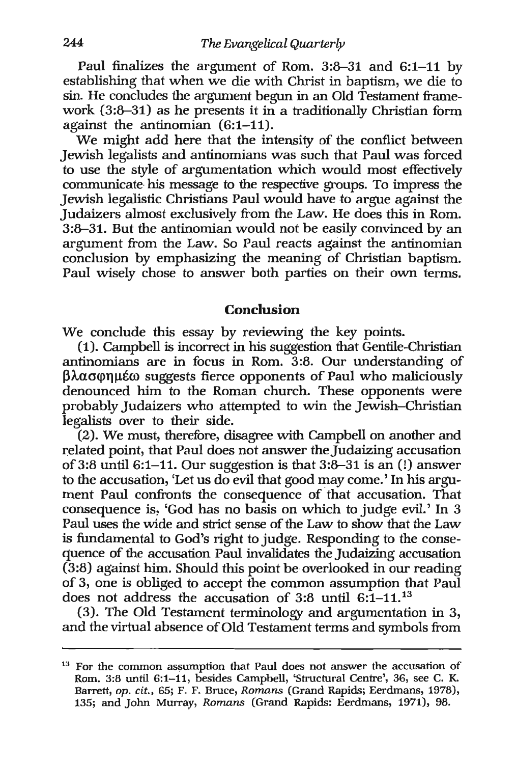Paul finalizes the argument of Rom. 3:8–31 and 6:1–11 by establishing that when we die with Christ in baptism, we die to sin. He concludes the argument begun in an Old Testament framework (3:8–31) as he presents it in a traditionally Christian form against the antinomian (6:1–11).

We might add here that the intensity of the conflict between Jewish legalists and antinomians was such that Paul was forced to use the style of argumentation which would most effectively communicate his message to the respective groups. To impress the Jewish legalistic Christians Paul would have to argue against the Judaizers almost exclusively from the Law. He does this in Rom. 3:8–31. But the antinomian would not be easily convinced by an argument from the Law. So Paul reacts against the antinomian conclusion by emphasizing the meaning of Christian baptism. Paul wisely chose to answer both parties on their own terms.

## Conclusion

We conclude this essay by reviewing the key points.

(1). Campbell is incorrect in his suggestion that Gentile-Christian antinomians are in focus in Rom. 3:8. Our understanding of βλασφημέω suggests fierce opponents of Paul who maliciously denounced him to the Roman church. These opponents were probably Judaizers who attempted to win the Jewish–Christian legalists over to their side.

(2). We must, therefore, disagree with Campbell on another and related point, that Paul does not answer the Judaizing accusation of 3:8 until 6:1–11. Our suggestion is that 3:8–31 is an (!) answer to the accusation, 'Let us do evil that good may come.' In his argument Paul confronts the consequence of that accusation. That consequence is, 'God has no basis on which to judge evil.' In 3 Paul uses the wide and strict sense of the Law to show that the Law is fundamental to God's right to judge. Responding to the consequence of the accusation Paul invalidates the Judaizing accusation (3:8) against him. Should this point be overlooked in our reading of 3, one is obliged to accept the common assumption that Paul does not address the accusation of 3:8 until 6:1–11.[13]

(3). The Old Testament terminology and argumentation in 3, and the virtual absence of Old Testament terms and symbols from

---

[13] For the common assumption that Paul does not answer the accusation of Rom. 3:8 until 6:1–11, besides Campbell, 'Structural Centre', 36, see C. K. Barrett, *op. cit.*, 65; F. F. Bruce, *Romans* (Grand Rapids; Eerdmans, 1978), 135; and John Murray, *Romans* (Grand Rapids: Eerdmans, 1971), 98.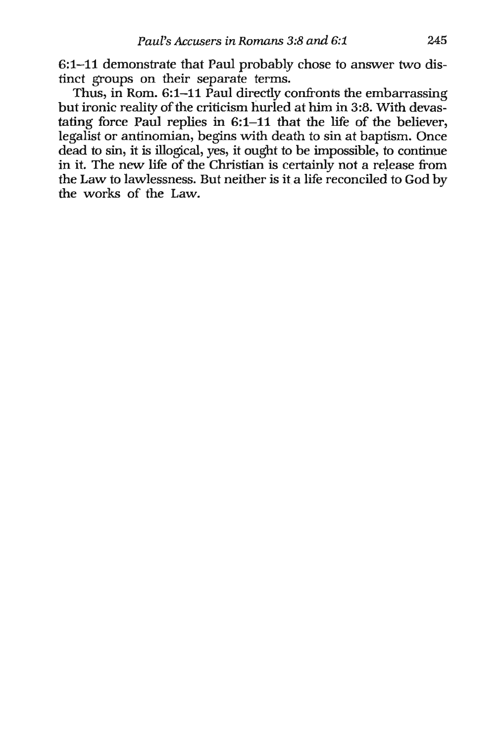6:1–11 demonstrate that Paul probably chose to answer two distinct groups on their separate terms.

Thus, in Rom. 6:1–11 Paul directly confronts the embarrassing but ironic reality of the criticism hurled at him in 3:8. With devastating force Paul replies in 6:1–11 that the life of the believer, legalist or antinomian, begins with death to sin at baptism. Once dead to sin, it is illogical, yes, it ought to be impossible, to continue in it. The new life of the Christian is certainly not a release from the Law to lawlessness. But neither is it a life reconciled to God by the works of the Law.